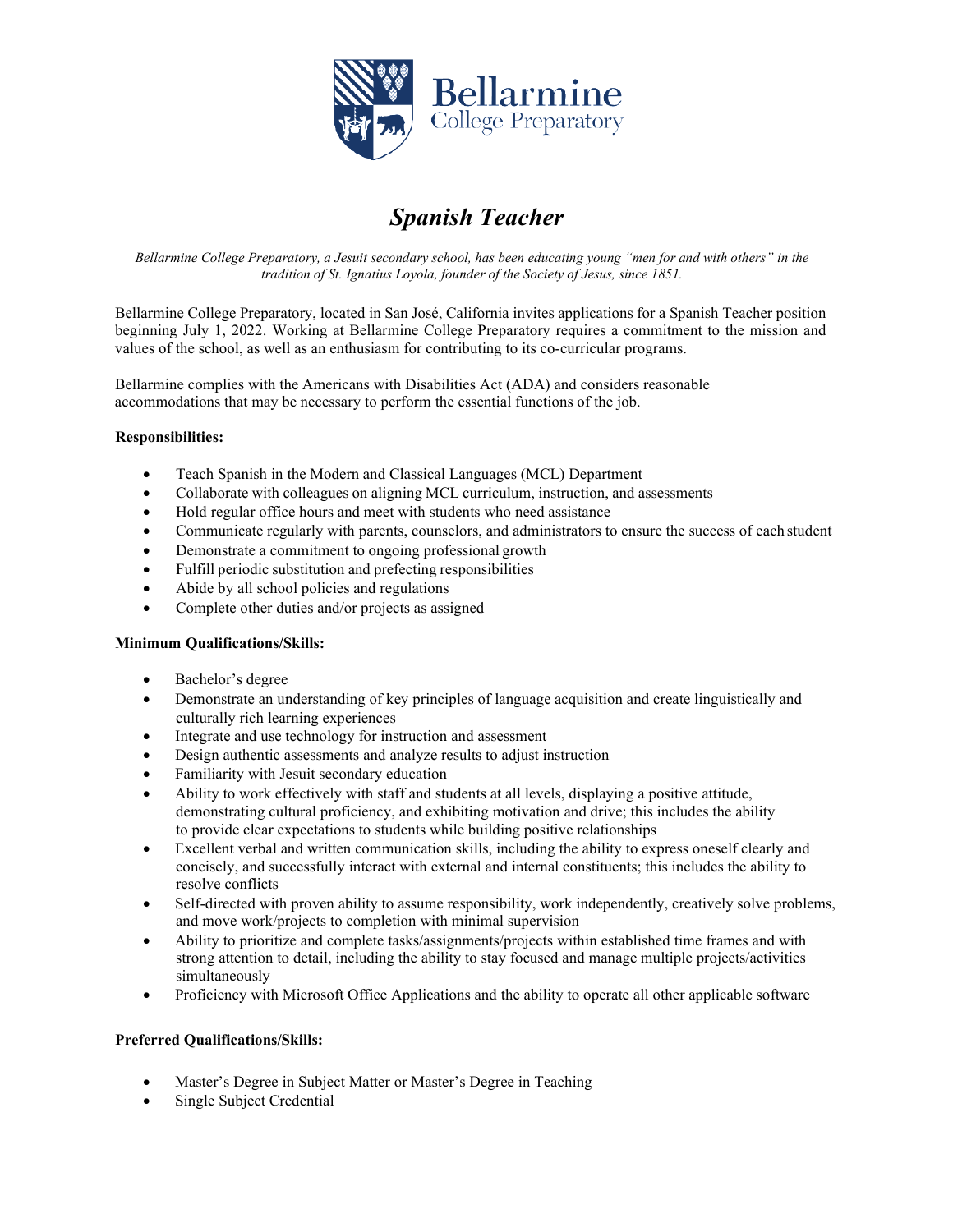Bellarmine College Preparatory

# *Spanish Teacher*

*Bellarmine College Preparatory, a Jesuit secondary school, has been educating young "men for and with others" in the tradition of St. Ignatius Loyola, founder of the Society of Jesus, since 1851.*

Bellarmine College Preparatory, located in San José, California invites applications for a Spanish Teacher position beginning July 1, 2022. Working at Bellarmine College Preparatory requires a commitment to the mission and values of the school, as well as an enthusiasm for contributing to its co-curricular programs.

Bellarmine complies with the Americans with Disabilities Act (ADA) and considers reasonable accommodations that may be necessary to perform the essential functions of the job.

**Responsibilities:**

- Teach Spanish in the Modern and Classical Languages (MCL) Department
- Collaborate with colleagues on aligning MCL curriculum, instruction, and assessments
- Hold regular office hours and meet with students who need assistance
- Communicate regularly with parents, counselors, and administrators to ensure the success of each student
- Demonstrate a commitment to ongoing professional growth
- Fulfill periodic substitution and prefecting responsibilities
- Abide by all school policies and regulations
- Complete other duties and/or projects as assigned

**Minimum Qualifications/Skills:**

- Bachelor's degree
- Demonstrate an understanding of key principles of language acquisition and create linguistically and culturally rich learning experiences
- Integrate and use technology for instruction and assessment
- Design authentic assessments and analyze results to adjust instruction
- Familiarity with Jesuit secondary education
- Ability to work effectively with staff and students at all levels, displaying a positive attitude, demonstrating cultural proficiency, and exhibiting motivation and drive; this includes the ability to provide clear expectations to students while building positive relationships
- Excellent verbal and written communication skills, including the ability to express oneself clearly and concisely, and successfully interact with external and internal constituents; this includes the ability to resolve conflicts
- Self-directed with proven ability to assume responsibility, work independently, creatively solve problems, and move work/projects to completion with minimal supervision
- Ability to prioritize and complete tasks/assignments/projects within established time frames and with strong attention to detail, including the ability to stay focused and manage multiple projects/activities simultaneously
- Proficiency with Microsoft Office Applications and the ability to operate all other applicable software

**Preferred Qualifications/Skills:**

- Master's Degree in Subject Matter or Master's Degree in Teaching
- Single Subject Credential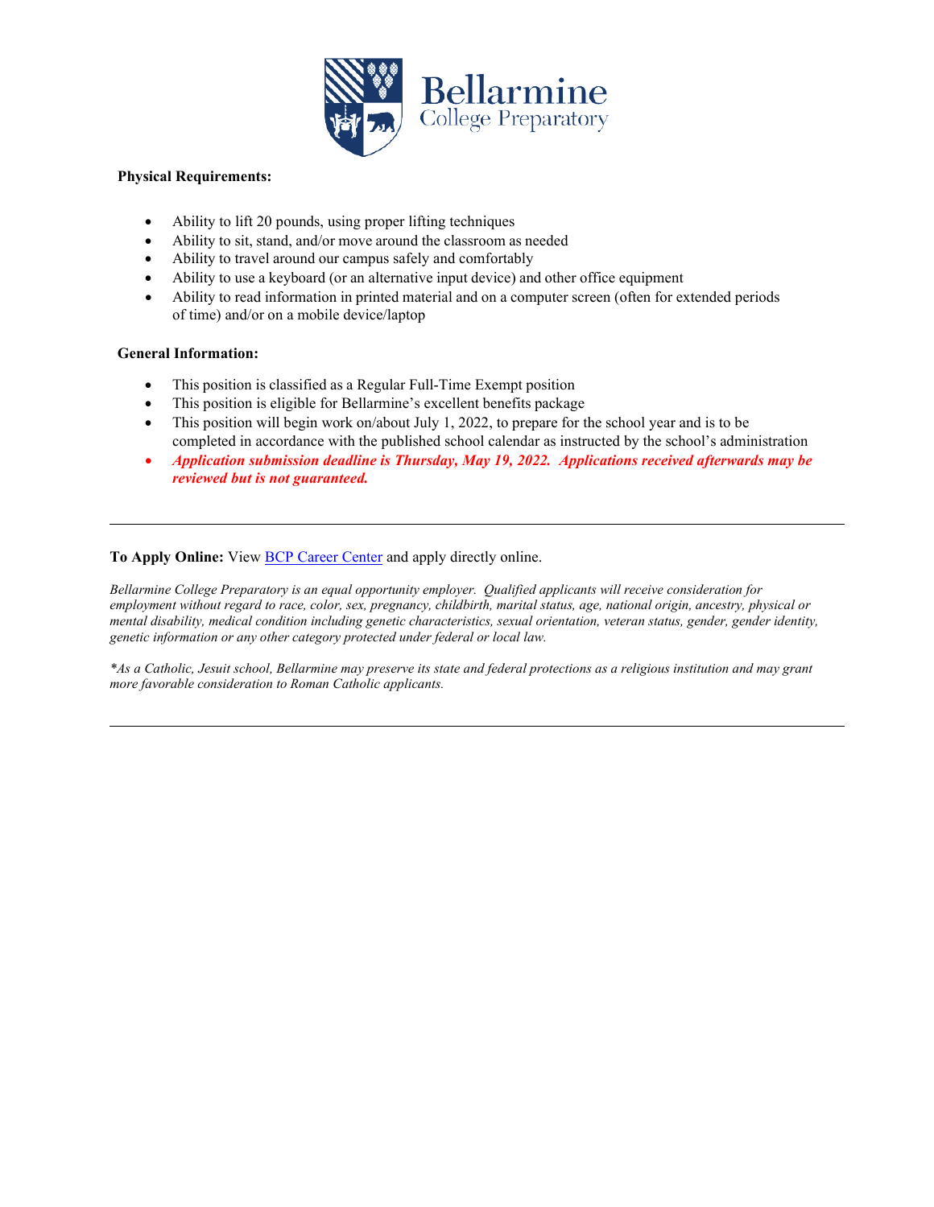**Physical Requirements:**

- Ability to lift 20 pounds, using proper lifting techniques
- Ability to sit, stand, and/or move around the classroom as needed
- Ability to travel around our campus safely and comfortably
- Ability to use a keyboard (or an alternative input device) and other office equipment
- Ability to read information in printed material and on a computer screen (often for extended periods of time) and/or on a mobile device/laptop

**General Information:**

- This position is classified as a Regular Full-Time Exempt position
- This position is eligible for Bellarmine's excellent benefits package
- This position will begin work on/about July 1, 2022, to prepare for the school year and is to be completed in accordance with the published school calendar as instructed by the school's administration
- ***Application submission deadline is Thursday, May 19, 2022. Applications received afterwards may be reviewed but is not guaranteed.***

---

**To Apply Online:** View BCP Career Center and apply directly online.

*Bellarmine College Preparatory is an equal opportunity employer. Qualified applicants will receive consideration for employment without regard to race, color, sex, pregnancy, childbirth, marital status, age, national origin, ancestry, physical or mental disability, medical condition including genetic characteristics, sexual orientation, veteran status, gender, gender identity, genetic information or any other category protected under federal or local law.*

**As a Catholic, Jesuit school, Bellarmine may preserve its state and federal protections as a religious institution and may grant more favorable consideration to Roman Catholic applicants.*

---